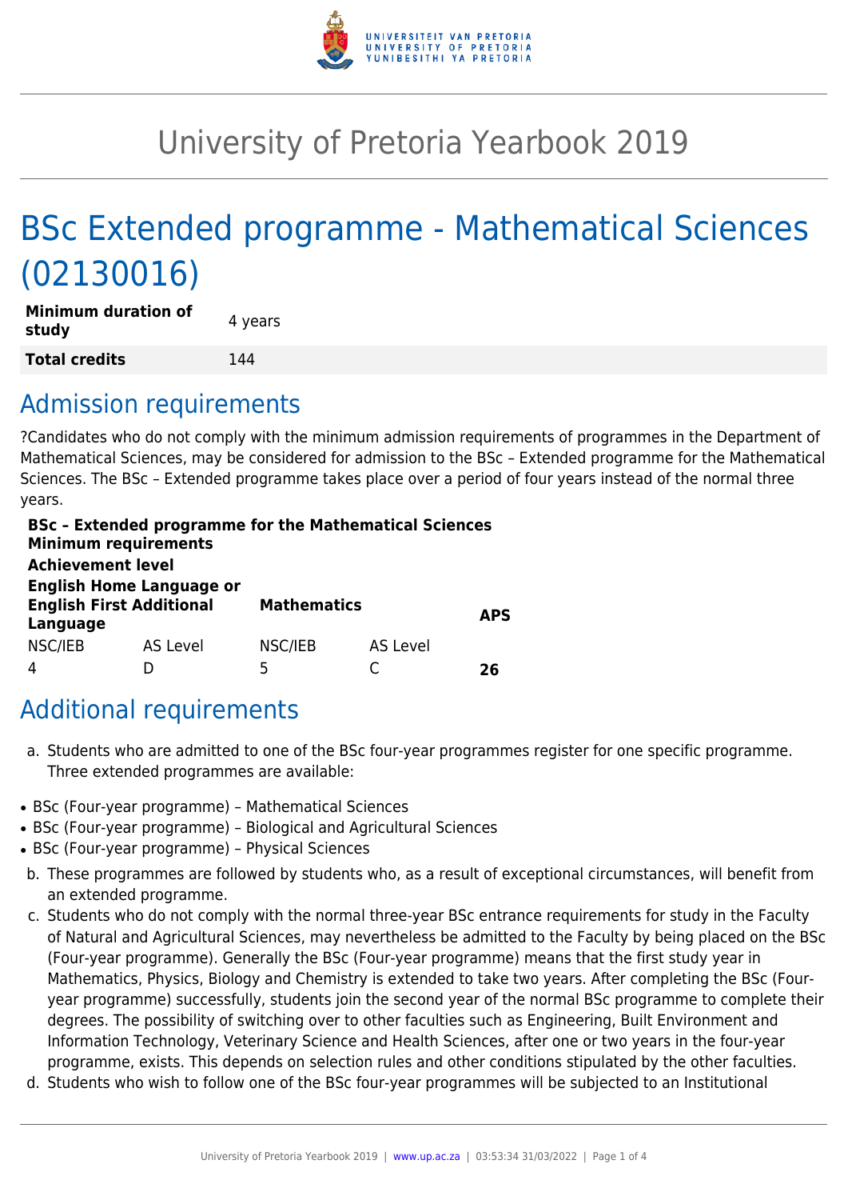# University of Pretoria Yearbook 2019

# BSc Extended programme - Mathematical Sciences (02130016)

| Minimum duration of study | 4 years |
|---|---|
| Total credits | 144 |

## Admission requirements

?Candidates who do not comply with the minimum admission requirements of programmes in the Department of Mathematical Sciences, may be considered for admission to the BSc – Extended programme for the Mathematical Sciences. The BSc – Extended programme takes place over a period of four years instead of the normal three years.

**BSc – Extended programme for the Mathematical Sciences**
**Minimum requirements**

| Achievement level | | | | |
|---|---|---|---|---|
| **English Home Language or English First Additional Language** | | **Mathematics** | | **APS** |
| NSC/IEB | AS Level | NSC/IEB | AS Level | |
| 4 | D | 5 | C | **26** |

## Additional requirements

a. Students who are admitted to one of the BSc four-year programmes register for one specific programme. Three extended programmes are available:

- BSc (Four-year programme) – Mathematical Sciences
- BSc (Four-year programme) – Biological and Agricultural Sciences
- BSc (Four-year programme) – Physical Sciences

b. These programmes are followed by students who, as a result of exceptional circumstances, will benefit from an extended programme.

c. Students who do not comply with the normal three-year BSc entrance requirements for study in the Faculty of Natural and Agricultural Sciences, may nevertheless be admitted to the Faculty by being placed on the BSc (Four-year programme). Generally the BSc (Four-year programme) means that the first study year in Mathematics, Physics, Biology and Chemistry is extended to take two years. After completing the BSc (Four-year programme) successfully, students join the second year of the normal BSc programme to complete their degrees. The possibility of switching over to other faculties such as Engineering, Built Environment and Information Technology, Veterinary Science and Health Sciences, after one or two years in the four-year programme, exists. This depends on selection rules and other conditions stipulated by the other faculties.

d. Students who wish to follow one of the BSc four-year programmes will be subjected to an Institutional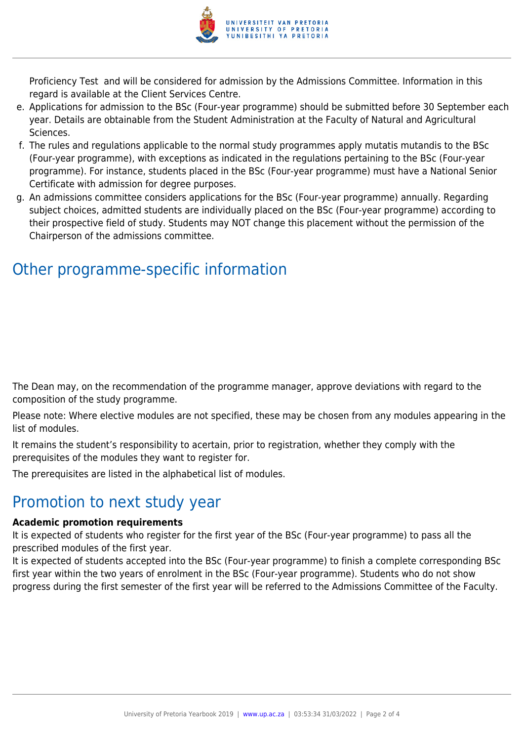Proficiency Test and will be considered for admission by the Admissions Committee. Information in this regard is available at the Client Services Centre.

e. Applications for admission to the BSc (Four-year programme) should be submitted before 30 September each year. Details are obtainable from the Student Administration at the Faculty of Natural and Agricultural Sciences.
f. The rules and regulations applicable to the normal study programmes apply mutatis mutandis to the BSc (Four-year programme), with exceptions as indicated in the regulations pertaining to the BSc (Four-year programme). For instance, students placed in the BSc (Four-year programme) must have a National Senior Certificate with admission for degree purposes.
g. An admissions committee considers applications for the BSc (Four-year programme) annually. Regarding subject choices, admitted students are individually placed on the BSc (Four-year programme) according to their prospective field of study. Students may NOT change this placement without the permission of the Chairperson of the admissions committee.

## Other programme-specific information

The Dean may, on the recommendation of the programme manager, approve deviations with regard to the composition of the study programme.

Please note: Where elective modules are not specified, these may be chosen from any modules appearing in the list of modules.

It remains the student's responsibility to acertain, prior to registration, whether they comply with the prerequisites of the modules they want to register for.

The prerequisites are listed in the alphabetical list of modules.

## Promotion to next study year

**Academic promotion requirements**

It is expected of students who register for the first year of the BSc (Four-year programme) to pass all the prescribed modules of the first year.

It is expected of students accepted into the BSc (Four-year programme) to finish a complete corresponding BSc first year within the two years of enrolment in the BSc (Four-year programme). Students who do not show progress during the first semester of the first year will be referred to the Admissions Committee of the Faculty.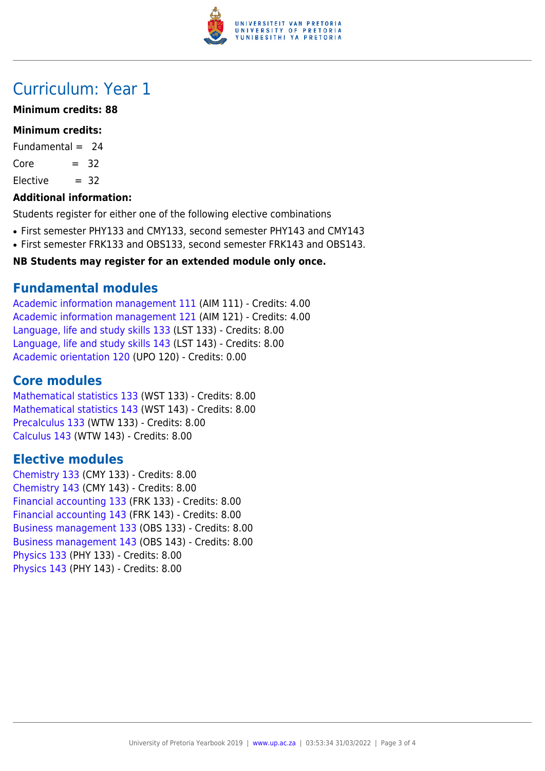# Curriculum: Year 1

**Minimum credits: 88**

**Minimum credits:**

Fundamental = 24

Core = 32

Elective = 32

**Additional information:**

Students register for either one of the following elective combinations

- First semester PHY133 and CMY133, second semester PHY143 and CMY143
- First semester FRK133 and OBS133, second semester FRK143 and OBS143.

**NB Students may register for an extended module only once.**

## Fundamental modules

Academic information management 111 (AIM 111) - Credits: 4.00
Academic information management 121 (AIM 121) - Credits: 4.00
Language, life and study skills 133 (LST 133) - Credits: 8.00
Language, life and study skills 143 (LST 143) - Credits: 8.00
Academic orientation 120 (UPO 120) - Credits: 0.00

## Core modules

Mathematical statistics 133 (WST 133) - Credits: 8.00
Mathematical statistics 143 (WST 143) - Credits: 8.00
Precalculus 133 (WTW 133) - Credits: 8.00
Calculus 143 (WTW 143) - Credits: 8.00

## Elective modules

Chemistry 133 (CMY 133) - Credits: 8.00
Chemistry 143 (CMY 143) - Credits: 8.00
Financial accounting 133 (FRK 133) - Credits: 8.00
Financial accounting 143 (FRK 143) - Credits: 8.00
Business management 133 (OBS 133) - Credits: 8.00
Business management 143 (OBS 143) - Credits: 8.00
Physics 133 (PHY 133) - Credits: 8.00
Physics 143 (PHY 143) - Credits: 8.00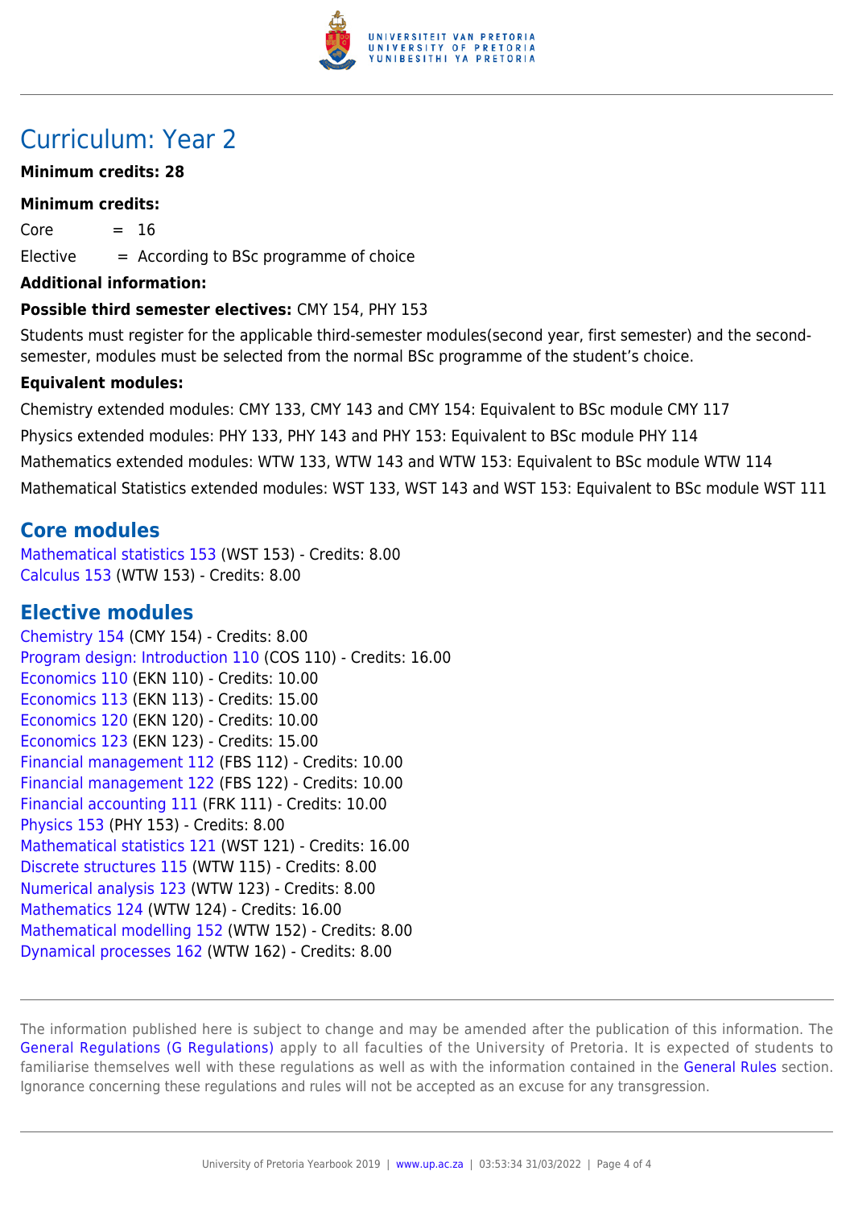# Curriculum: Year 2

**Minimum credits: 28**

**Minimum credits:**

Core = 16

Elective = According to BSc programme of choice

**Additional information:**

**Possible third semester electives:** CMY 154, PHY 153

Students must register for the applicable third-semester modules(second year, first semester) and the second-semester, modules must be selected from the normal BSc programme of the student's choice.

**Equivalent modules:**

Chemistry extended modules: CMY 133, CMY 143 and CMY 154: Equivalent to BSc module CMY 117

Physics extended modules: PHY 133, PHY 143 and PHY 153: Equivalent to BSc module PHY 114

Mathematics extended modules: WTW 133, WTW 143 and WTW 153: Equivalent to BSc module WTW 114

Mathematical Statistics extended modules: WST 133, WST 143 and WST 153: Equivalent to BSc module WST 111

## Core modules

Mathematical statistics 153 (WST 153) - Credits: 8.00
Calculus 153 (WTW 153) - Credits: 8.00

## Elective modules

Chemistry 154 (CMY 154) - Credits: 8.00
Program design: Introduction 110 (COS 110) - Credits: 16.00
Economics 110 (EKN 110) - Credits: 10.00
Economics 113 (EKN 113) - Credits: 15.00
Economics 120 (EKN 120) - Credits: 10.00
Economics 123 (EKN 123) - Credits: 15.00
Financial management 112 (FBS 112) - Credits: 10.00
Financial management 122 (FBS 122) - Credits: 10.00
Financial accounting 111 (FRK 111) - Credits: 10.00
Physics 153 (PHY 153) - Credits: 8.00
Mathematical statistics 121 (WST 121) - Credits: 16.00
Discrete structures 115 (WTW 115) - Credits: 8.00
Numerical analysis 123 (WTW 123) - Credits: 8.00
Mathematics 124 (WTW 124) - Credits: 16.00
Mathematical modelling 152 (WTW 152) - Credits: 8.00
Dynamical processes 162 (WTW 162) - Credits: 8.00

The information published here is subject to change and may be amended after the publication of this information. The General Regulations (G Regulations) apply to all faculties of the University of Pretoria. It is expected of students to familiarise themselves well with these regulations as well as with the information contained in the General Rules section. Ignorance concerning these regulations and rules will not be accepted as an excuse for any transgression.